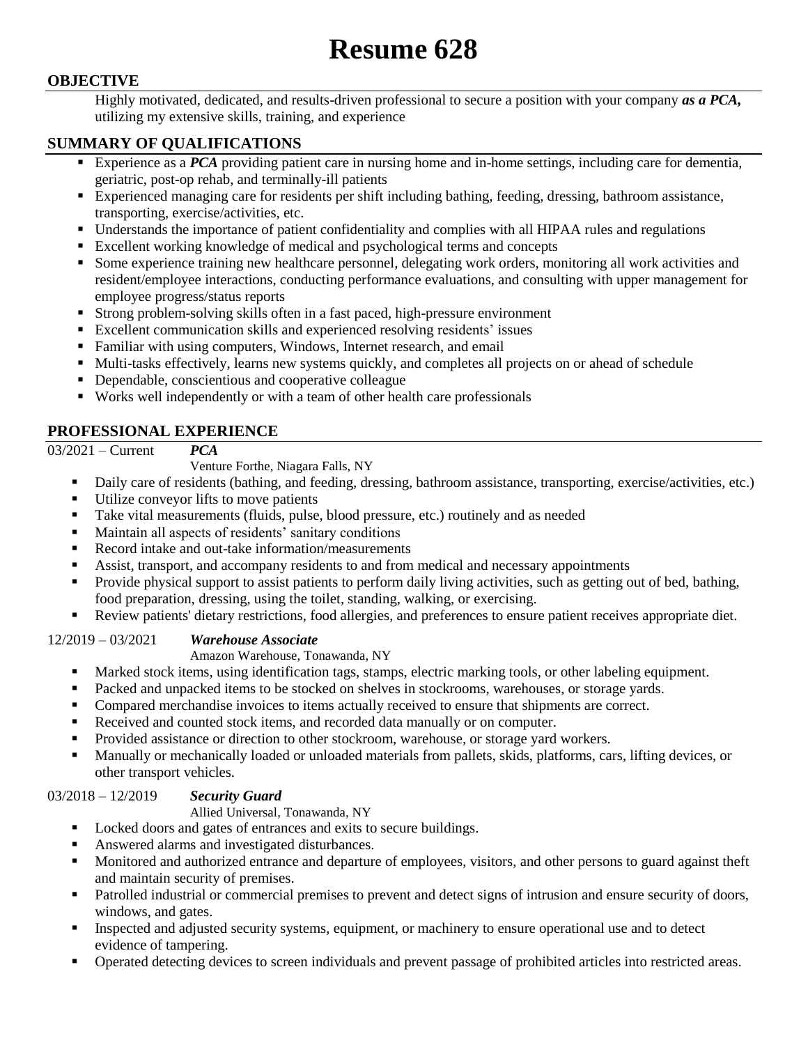# Resume 628

## OBJECTIVE

Highly motivated, dedicated, and results-driven professional to secure a position with your company ***as a PCA,*** utilizing my extensive skills, training, and experience

## SUMMARY OF QUALIFICATIONS

- Experience as a ***PCA*** providing patient care in nursing home and in-home settings, including care for dementia, geriatric, post-op rehab, and terminally-ill patients
- Experienced managing care for residents per shift including bathing, feeding, dressing, bathroom assistance, transporting, exercise/activities, etc.
- Understands the importance of patient confidentiality and complies with all HIPAA rules and regulations
- Excellent working knowledge of medical and psychological terms and concepts
- Some experience training new healthcare personnel, delegating work orders, monitoring all work activities and resident/employee interactions, conducting performance evaluations, and consulting with upper management for employee progress/status reports
- Strong problem-solving skills often in a fast paced, high-pressure environment
- Excellent communication skills and experienced resolving residents' issues
- Familiar with using computers, Windows, Internet research, and email
- Multi-tasks effectively, learns new systems quickly, and completes all projects on or ahead of schedule
- Dependable, conscientious and cooperative colleague
- Works well independently or with a team of other health care professionals

## PROFESSIONAL EXPERIENCE

03/2021 – Current ***PCA***

Venture Forthe, Niagara Falls, NY

- Daily care of residents (bathing, and feeding, dressing, bathroom assistance, transporting, exercise/activities, etc.)
- Utilize conveyor lifts to move patients
- Take vital measurements (fluids, pulse, blood pressure, etc.) routinely and as needed
- Maintain all aspects of residents' sanitary conditions
- Record intake and out-take information/measurements
- Assist, transport, and accompany residents to and from medical and necessary appointments
- Provide physical support to assist patients to perform daily living activities, such as getting out of bed, bathing, food preparation, dressing, using the toilet, standing, walking, or exercising.
- Review patients' dietary restrictions, food allergies, and preferences to ensure patient receives appropriate diet.

12/2019 – 03/2021 ***Warehouse Associate***

Amazon Warehouse, Tonawanda, NY

- Marked stock items, using identification tags, stamps, electric marking tools, or other labeling equipment.
- Packed and unpacked items to be stocked on shelves in stockrooms, warehouses, or storage yards.
- Compared merchandise invoices to items actually received to ensure that shipments are correct.
- Received and counted stock items, and recorded data manually or on computer.
- Provided assistance or direction to other stockroom, warehouse, or storage yard workers.
- Manually or mechanically loaded or unloaded materials from pallets, skids, platforms, cars, lifting devices, or other transport vehicles.

03/2018 – 12/2019 ***Security Guard***

Allied Universal, Tonawanda, NY

- Locked doors and gates of entrances and exits to secure buildings.
- Answered alarms and investigated disturbances.
- Monitored and authorized entrance and departure of employees, visitors, and other persons to guard against theft and maintain security of premises.
- Patrolled industrial or commercial premises to prevent and detect signs of intrusion and ensure security of doors, windows, and gates.
- Inspected and adjusted security systems, equipment, or machinery to ensure operational use and to detect evidence of tampering.
- Operated detecting devices to screen individuals and prevent passage of prohibited articles into restricted areas.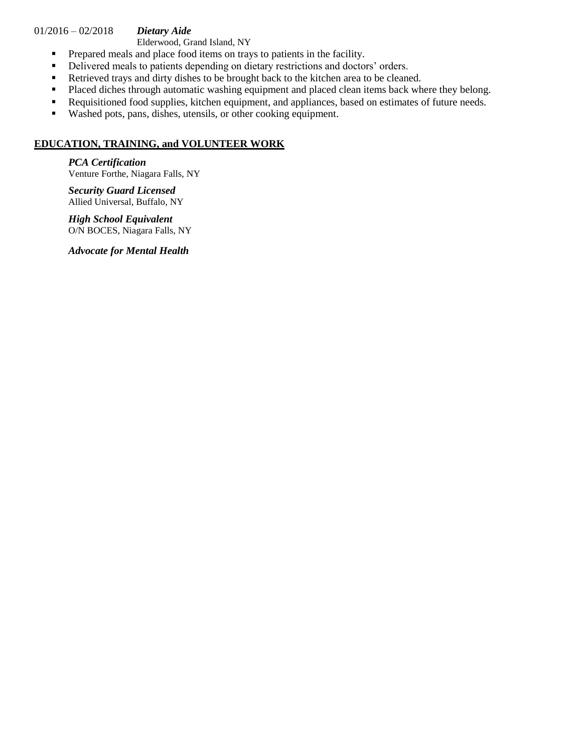01/2016 – 02/2018 ***Dietary Aide***
Elderwood, Grand Island, NY

- Prepared meals and place food items on trays to patients in the facility.
- Delivered meals to patients depending on dietary restrictions and doctors' orders.
- Retrieved trays and dirty dishes to be brought back to the kitchen area to be cleaned.
- Placed diches through automatic washing equipment and placed clean items back where they belong.
- Requisitioned food supplies, kitchen equipment, and appliances, based on estimates of future needs.
- Washed pots, pans, dishes, utensils, or other cooking equipment.

## EDUCATION, TRAINING, and VOLUNTEER WORK

***PCA Certification***
Venture Forthe, Niagara Falls, NY

***Security Guard Licensed***
Allied Universal, Buffalo, NY

***High School Equivalent***
O/N BOCES, Niagara Falls, NY

***Advocate for Mental Health***